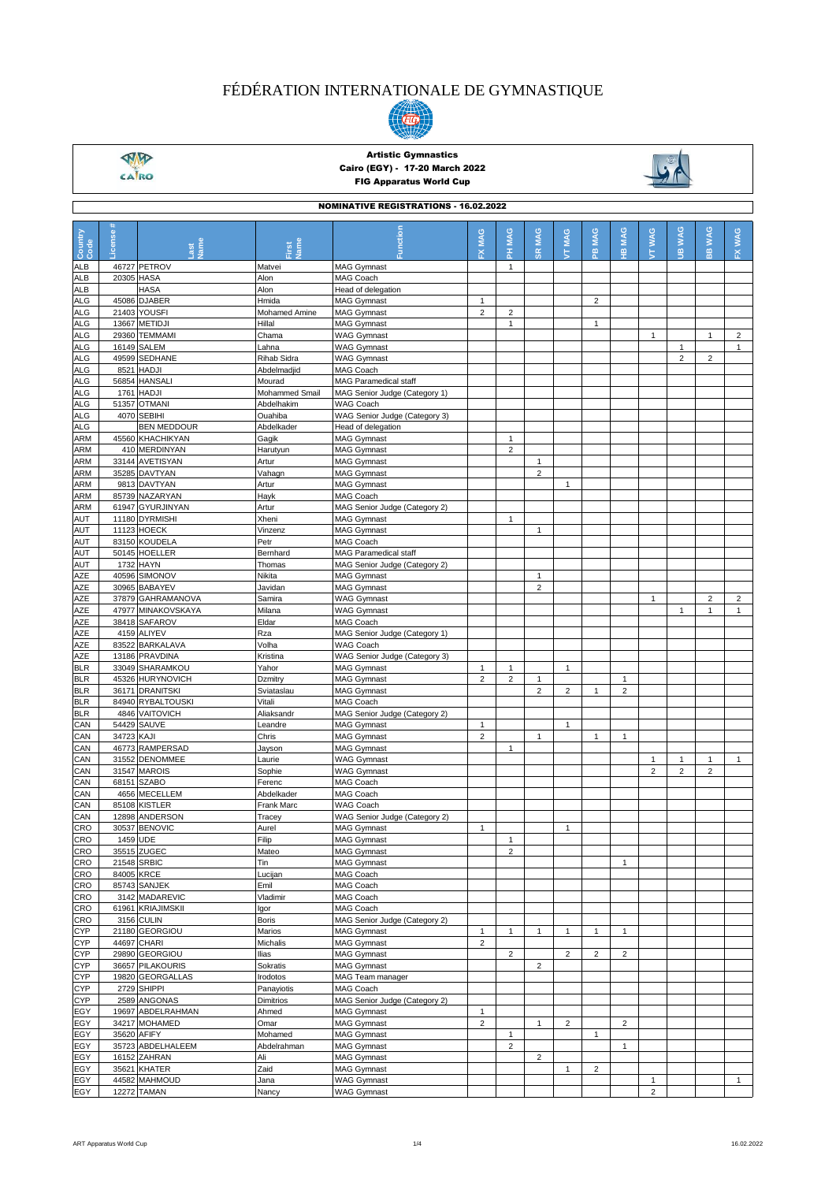# FÉDÉRATION INTERNATIONALE DE GYMNASTIQUE

**Artistic Gymnastics**
**Cairo (EGY) - 17-20 March 2022**
**FIG Apparatus World Cup**

**NOMINATIVE REGISTRATIONS - 16.02.2022**

| Country Code | License # | Last Name | First Name | Function | FX MAG | PH MAG | SR MAG | VT MAG | PB MAG | HB MAG | VT WAG | UB WAG | BB WAG | FX WAG |
|---|---|---|---|---|---|---|---|---|---|---|---|---|---|---|
| ALB | 46727 | PETROV | Matvei | MAG Gymnast | | 1 | | | | | | | | |
| ALB | 20305 | HASA | Alon | MAG Coach | | | | | | | | | | |
| ALB | | HASA | Alon | Head of delegation | | | | | | | | | | |
| ALG | 45086 | DJABER | Hmida | MAG Gymnast | 1 | | | | 2 | | | | | |
| ALG | 21403 | YOUSFI | Mohamed Amine | MAG Gymnast | 2 | 2 | | | | | | | | |
| ALG | 13667 | METIDJI | Hillal | MAG Gymnast | | 1 | | | 1 | | | | | |
| ALG | 29360 | TEMMAMI | Chama | WAG Gymnast | | | | | | | 1 | | 1 | 2 |
| ALG | 16149 | SALEM | Lahna | WAG Gymnast | | | | | | | | 1 | | 1 |
| ALG | 49599 | SEDHANE | Rihab Sidra | WAG Gymnast | | | | | | | | 2 | 2 | |
| ALG | 8521 | HADJI | Abdelmadjid | MAG Coach | | | | | | | | | | |
| ALG | 56854 | HANSALI | Mourad | MAG Paramedical staff | | | | | | | | | | |
| ALG | 1761 | HADJI | Mohammed Smail | MAG Senior Judge (Category 1) | | | | | | | | | | |
| ALG | 51357 | OTMANI | Abdelhakim | WAG Coach | | | | | | | | | | |
| ALG | 4070 | SEBIHI | Ouahiba | WAG Senior Judge (Category 3) | | | | | | | | | | |
| ALG | | BEN MEDDOUR | Abdelkader | Head of delegation | | | | | | | | | | |
| ARM | 45560 | KHACHIKYAN | Gagik | MAG Gymnast | | 1 | | | | | | | | |
| ARM | 410 | MERDINYAN | Harutyun | MAG Gymnast | | 2 | | | | | | | | |
| ARM | 33144 | AVETISYAN | Artur | MAG Gymnast | | | 1 | | | | | | | |
| ARM | 35285 | DAVTYAN | Vahagn | MAG Gymnast | | | 2 | | | | | | | |
| ARM | 9813 | DAVTYAN | Artur | MAG Gymnast | | | | 1 | | | | | | |
| ARM | 85739 | NAZARYAN | Hayk | MAG Coach | | | | | | | | | | |
| ARM | 61947 | GYURJINYAN | Artur | MAG Senior Judge (Category 2) | | | | | | | | | | |
| AUT | 11180 | DYRMISHI | Xheni | MAG Gymnast | | 1 | | | | | | | | |
| AUT | 11123 | HOECK | Vinzenz | MAG Gymnast | | | 1 | | | | | | | |
| AUT | 83150 | KOUDELA | Petr | MAG Coach | | | | | | | | | | |
| AUT | 50145 | HOELLER | Bernhard | MAG Paramedical staff | | | | | | | | | | |
| AUT | 1732 | HAYN | Thomas | MAG Senior Judge (Category 2) | | | | | | | | | | |
| AZE | 40596 | SIMONOV | Nikita | MAG Gymnast | | | 1 | | | | | | | |
| AZE | 30965 | BABAYEV | Javidan | MAG Gymnast | | | 2 | | | | | | | |
| AZE | 37879 | GAHRAMANOVA | Samira | WAG Gymnast | | | | | | | 1 | | 2 | 2 |
| AZE | 47977 | MINAKOVSKAYA | Milana | WAG Gymnast | | | | | | | | 1 | 1 | 1 |
| AZE | 38418 | SAFAROV | Eldar | MAG Coach | | | | | | | | | | |
| AZE | 4159 | ALIYEV | Rza | MAG Senior Judge (Category 1) | | | | | | | | | | |
| AZE | 83522 | BARKALAVA | Volha | WAG Coach | | | | | | | | | | |
| AZE | 13186 | PRAVDINA | Kristina | WAG Senior Judge (Category 3) | | | | | | | | | | |
| BLR | 33049 | SHARAMKOU | Yahor | MAG Gymnast | 1 | 1 | | 1 | | | | | | |
| BLR | 45326 | HURYNOVICH | Dzmitry | MAG Gymnast | 2 | 2 | 1 | | | 1 | | | | |
| BLR | 36171 | DRANITSKI | Sviataslau | MAG Gymnast | | | 2 | 2 | 1 | 2 | | | | |
| BLR | 84940 | RYBALTOUSKI | Vitali | MAG Coach | | | | | | | | | | |
| BLR | 4846 | VAITOVICH | Aliaksandr | MAG Senior Judge (Category 2) | | | | | | | | | | |
| CAN | 54429 | SAUVE | Leandre | MAG Gymnast | 1 | | | 1 | | | | | | |
| CAN | 34723 | KAJI | Chris | MAG Gymnast | 2 | | 1 | | 1 | 1 | | | | |
| CAN | 46773 | RAMPERSAD | Jayson | MAG Gymnast | | 1 | | | | | | | | |
| CAN | 31552 | DENOMMEE | Laurie | WAG Gymnast | | | | | | | 1 | 1 | 1 | 1 |
| CAN | 31547 | MAROIS | Sophie | WAG Gymnast | | | | | | | 2 | 2 | 2 | |
| CAN | 68151 | SZABO | Ferenc | MAG Coach | | | | | | | | | | |
| CAN | 4656 | MECELLEM | Abdelkader | MAG Coach | | | | | | | | | | |
| CAN | 85108 | KISTLER | Frank Marc | WAG Coach | | | | | | | | | | |
| CAN | 12898 | ANDERSON | Tracey | WAG Senior Judge (Category 2) | | | | | | | | | | |
| CRO | 30537 | BENOVIC | Aurel | MAG Gymnast | 1 | | | 1 | | | | | | |
| CRO | 1459 | UDE | Filip | MAG Gymnast | | 1 | | | | | | | | |
| CRO | 35515 | ZUGEC | Mateo | MAG Gymnast | | 2 | | | | | | | | |
| CRO | 21548 | SRBIC | Tin | MAG Gymnast | | | | | | 1 | | | | |
| CRO | 84005 | KRCE | Lucijan | MAG Coach | | | | | | | | | | |
| CRO | 85743 | SANJEK | Emil | MAG Coach | | | | | | | | | | |
| CRO | 3142 | MADAREVIC | Vladimir | MAG Coach | | | | | | | | | | |
| CRO | 61961 | KRIAJIMSKII | Igor | MAG Coach | | | | | | | | | | |
| CRO | 3156 | CULIN | Boris | MAG Senior Judge (Category 2) | | | | | | | | | | |
| CYP | 21180 | GEORGIOU | Marios | MAG Gymnast | 1 | 1 | 1 | 1 | 1 | 1 | | | | |
| CYP | 44697 | CHARI | Michalis | MAG Gymnast | 2 | | | | | | | | | |
| CYP | 29890 | GEORGIOU | Ilias | MAG Gymnast | | 2 | | 2 | 2 | 2 | | | | |
| CYP | 36657 | PILAKOURIS | Sokratis | MAG Gymnast | | | 2 | | | | | | | |
| CYP | 19820 | GEORGALLAS | Irodotos | MAG Team manager | | | | | | | | | | |
| CYP | 2729 | SHIPPI | Panayiotis | MAG Coach | | | | | | | | | | |
| CYP | 2589 | ANGONAS | Dimitrios | MAG Senior Judge (Category 2) | | | | | | | | | | |
| EGY | 19697 | ABDELRAHMAN | Ahmed | MAG Gymnast | 1 | | | | | | | | | |
| EGY | 34217 | MOHAMED | Omar | MAG Gymnast | 2 | | 1 | 2 | | 2 | | | | |
| EGY | 35620 | AFIFY | Mohamed | MAG Gymnast | | 1 | | | 1 | | | | | |
| EGY | 35723 | ABDELHALEEM | Abdelrahman | MAG Gymnast | | 2 | | | | 1 | | | | |
| EGY | 16152 | ZAHRAN | Ali | MAG Gymnast | | | 2 | | | | | | | |
| EGY | 35621 | KHATER | Zaid | MAG Gymnast | | | | 1 | 2 | | | | | |
| EGY | 44582 | MAHMOUD | Jana | WAG Gymnast | | | | | | | 1 | | | 1 |
| EGY | 12272 | TAMAN | Nancy | WAG Gymnast | | | | | | | 2 | | | |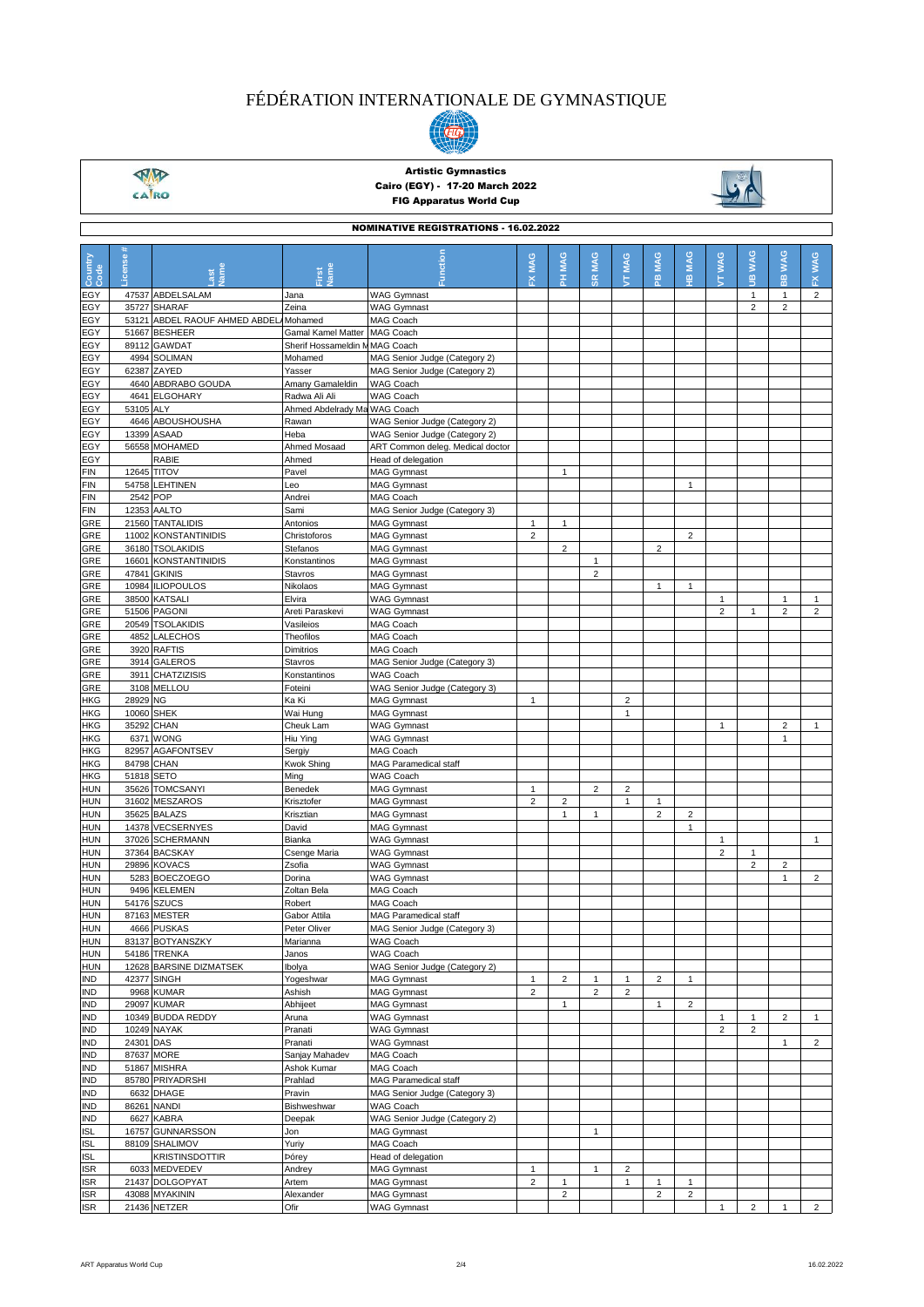# FÉDÉRATION INTERNATIONALE DE GYMNASTIQUE

**Artistic Gymnastics**
**Cairo (EGY) - 17-20 March 2022**
**FIG Apparatus World Cup**

## NOMINATIVE REGISTRATIONS - 16.02.2022

| Country Code | License # | Last Name | First Name | Function | FX MAG | PH MAG | SR MAG | VT MAG | PB MAG | HB MAG | VT WAG | UB WAG | BB WAG | FX WAG |
|---|---|---|---|---|---|---|---|---|---|---|---|---|---|---|
| EGY | 47537 | ABDELSALAM | Jana | WAG Gymnast | | | | | | | | 1 | 1 | 2 |
| EGY | 35727 | SHARAF | Zeina | WAG Gymnast | | | | | | | | 2 | 2 | |
| EGY | 53121 | ABDEL RAOUF AHMED ABDEL | Mohamed | MAG Coach | | | | | | | | | | |
| EGY | 51667 | BESHEER | Gamal Kamel Matter | MAG Coach | | | | | | | | | | |
| EGY | 89112 | GAWDAT | Sherif Hossameldin M | MAG Coach | | | | | | | | | | |
| EGY | 4994 | SOLIMAN | Mohamed | MAG Senior Judge (Category 2) | | | | | | | | | | |
| EGY | 62387 | ZAYED | Yasser | MAG Senior Judge (Category 2) | | | | | | | | | | |
| EGY | 4640 | ABDRABO GOUDA | Amany Gamaleldin | WAG Coach | | | | | | | | | | |
| EGY | 4641 | ELGOHARY | Radwa Ali Ali | WAG Coach | | | | | | | | | | |
| EGY | 53105 | ALY | Ahmed Abdelrady Ma | WAG Coach | | | | | | | | | | |
| EGY | 4646 | ABOUSHOUSHA | Rawan | WAG Senior Judge (Category 2) | | | | | | | | | | |
| EGY | 13399 | ASAAD | Heba | WAG Senior Judge (Category 2) | | | | | | | | | | |
| EGY | 56558 | MOHAMED | Ahmed Mosaad | ART Common deleg. Medical doctor | | | | | | | | | | |
| EGY | | RABIE | Ahmed | Head of delegation | | | | | | | | | | |
| FIN | 12645 | TITOV | Pavel | MAG Gymnast | | 1 | | | | | | | | |
| FIN | 54758 | LEHTINEN | Leo | MAG Gymnast | | | | | | 1 | | | | |
| FIN | 2542 | POP | Andrei | MAG Coach | | | | | | | | | | |
| FIN | 12353 | AALTO | Sami | MAG Senior Judge (Category 3) | | | | | | | | | | |
| GRE | 21560 | TANTALIDIS | Antonios | MAG Gymnast | 1 | 1 | | | | | | | | |
| GRE | 11002 | KONSTANTINIDIS | Christoforos | MAG Gymnast | 2 | | | | | 2 | | | | |
| GRE | 36180 | TSOLAKIDIS | Stefanos | MAG Gymnast | | 2 | | | 2 | | | | | |
| GRE | 16601 | KONSTANTINIDIS | Konstantinos | MAG Gymnast | | | 1 | | | | | | | |
| GRE | 47841 | GKINIS | Stavros | MAG Gymnast | | | 2 | | | | | | | |
| GRE | 10984 | ILIOPOULOS | Nikolaos | MAG Gymnast | | | | | 1 | 1 | | | | |
| GRE | 38500 | KATSALI | Elvira | WAG Gymnast | | | | | | | 1 | | 1 | 1 |
| GRE | 51506 | PAGONI | Areti Paraskevi | WAG Gymnast | | | | | | | 2 | 1 | 2 | 2 |
| GRE | 20549 | TSOLAKIDIS | Vasileios | MAG Coach | | | | | | | | | | |
| GRE | 4852 | LALECHOS | Theofilos | MAG Coach | | | | | | | | | | |
| GRE | 3920 | RAFTIS | Dimitrios | MAG Coach | | | | | | | | | | |
| GRE | 3914 | GALEROS | Stavros | MAG Senior Judge (Category 3) | | | | | | | | | | |
| GRE | 3911 | CHATZIZISIS | Konstantinos | WAG Coach | | | | | | | | | | |
| GRE | 3108 | MELLOU | Foteini | WAG Senior Judge (Category 3) | | | | | | | | | | |
| HKG | 28929 | NG | Ka Ki | MAG Gymnast | 1 | | | 2 | | | | | | |
| HKG | 10060 | SHEK | Wai Hung | MAG Gymnast | | | | 1 | | | | | | |
| HKG | 35292 | CHAN | Cheuk Lam | WAG Gymnast | | | | | | | 1 | | 2 | 1 |
| HKG | 6371 | WONG | Hiu Ying | WAG Gymnast | | | | | | | | | 1 | |
| HKG | 82957 | AGAFONTSEV | Sergiy | MAG Coach | | | | | | | | | | |
| HKG | 84798 | CHAN | Kwok Shing | MAG Paramedical staff | | | | | | | | | | |
| HKG | 51818 | SETO | Ming | WAG Coach | | | | | | | | | | |
| HUN | 35626 | TOMCSANYI | Benedek | MAG Gymnast | 1 | | 2 | 2 | | | | | | |
| HUN | 31602 | MESZAROS | Krisztofer | MAG Gymnast | 2 | 2 | | 1 | 1 | | | | | |
| HUN | 35625 | BALAZS | Krisztian | MAG Gymnast | | 1 | 1 | | 2 | 2 | | | | |
| HUN | 14378 | VECSERNYES | David | MAG Gymnast | | | | | | 1 | | | | |
| HUN | 37026 | SCHERMANN | Bianka | WAG Gymnast | | | | | | | 1 | | | 1 |
| HUN | 37364 | BACSKAY | Csenge Maria | WAG Gymnast | | | | | | | 2 | 1 | | |
| HUN | 29896 | KOVACS | Zsofia | WAG Gymnast | | | | | | | | 2 | 2 | |
| HUN | 5283 | BOECZOEGO | Dorina | WAG Gymnast | | | | | | | | | 1 | 2 |
| HUN | 9496 | KELEMEN | Zoltan Bela | MAG Coach | | | | | | | | | | |
| HUN | 54176 | SZUCS | Robert | MAG Coach | | | | | | | | | | |
| HUN | 87163 | MESTER | Gabor Attila | MAG Paramedical staff | | | | | | | | | | |
| HUN | 4666 | PUSKAS | Peter Oliver | MAG Senior Judge (Category 3) | | | | | | | | | | |
| HUN | 83137 | BOTYANSZKY | Marianna | WAG Coach | | | | | | | | | | |
| HUN | 54186 | TRENKA | Janos | WAG Coach | | | | | | | | | | |
| HUN | 12628 | BARSINE DIZMATSEK | Ibolya | WAG Senior Judge (Category 2) | | | | | | | | | | |
| IND | 42377 | SINGH | Yogeshwar | MAG Gymnast | 1 | 2 | 1 | 1 | 2 | 1 | | | | |
| IND | 9968 | KUMAR | Ashish | MAG Gymnast | 2 | | 2 | 2 | | | | | | |
| IND | 29097 | KUMAR | Abhijeet | MAG Gymnast | | 1 | | | 1 | 2 | | | | |
| IND | 10349 | BUDDA REDDY | Aruna | WAG Gymnast | | | | | | | 1 | 1 | 2 | 1 |
| IND | 10249 | NAYAK | Pranati | WAG Gymnast | | | | | | | 2 | 2 | | |
| IND | 24301 | DAS | Pranati | WAG Gymnast | | | | | | | | | 1 | 2 |
| IND | 87637 | MORE | Sanjay Mahadev | MAG Coach | | | | | | | | | | |
| IND | 51867 | MISHRA | Ashok Kumar | MAG Coach | | | | | | | | | | |
| IND | 85780 | PRIYADRSHI | Prahlad | MAG Paramedical staff | | | | | | | | | | |
| IND | 6632 | DHAGE | Pravin | MAG Senior Judge (Category 3) | | | | | | | | | | |
| IND | 86261 | NANDI | Bishweshwar | WAG Coach | | | | | | | | | | |
| IND | 6627 | KABRA | Deepak | WAG Senior Judge (Category 2) | | | | | | | | | | |
| ISL | 16757 | GUNNARSSON | Jon | MAG Gymnast | | | 1 | | | | | | | |
| ISL | 88109 | SHALIMOV | Yuriy | MAG Coach | | | | | | | | | | |
| ISL | | KRISTINSDOTTIR | Þórey | Head of delegation | | | | | | | | | | |
| ISR | 6033 | MEDVEDEV | Andrey | MAG Gymnast | 1 | | 1 | 2 | | | | | | |
| ISR | 21437 | DOLGOPYAT | Artem | MAG Gymnast | 2 | 1 | | 1 | 1 | 1 | | | | |
| ISR | 43088 | MYAKININ | Alexander | MAG Gymnast | | 2 | | | 2 | 2 | | | | |
| ISR | 21436 | NETZER | Ofir | WAG Gymnast | | | | | | | 1 | 2 | 1 | 2 |

ART Apparatus World Cup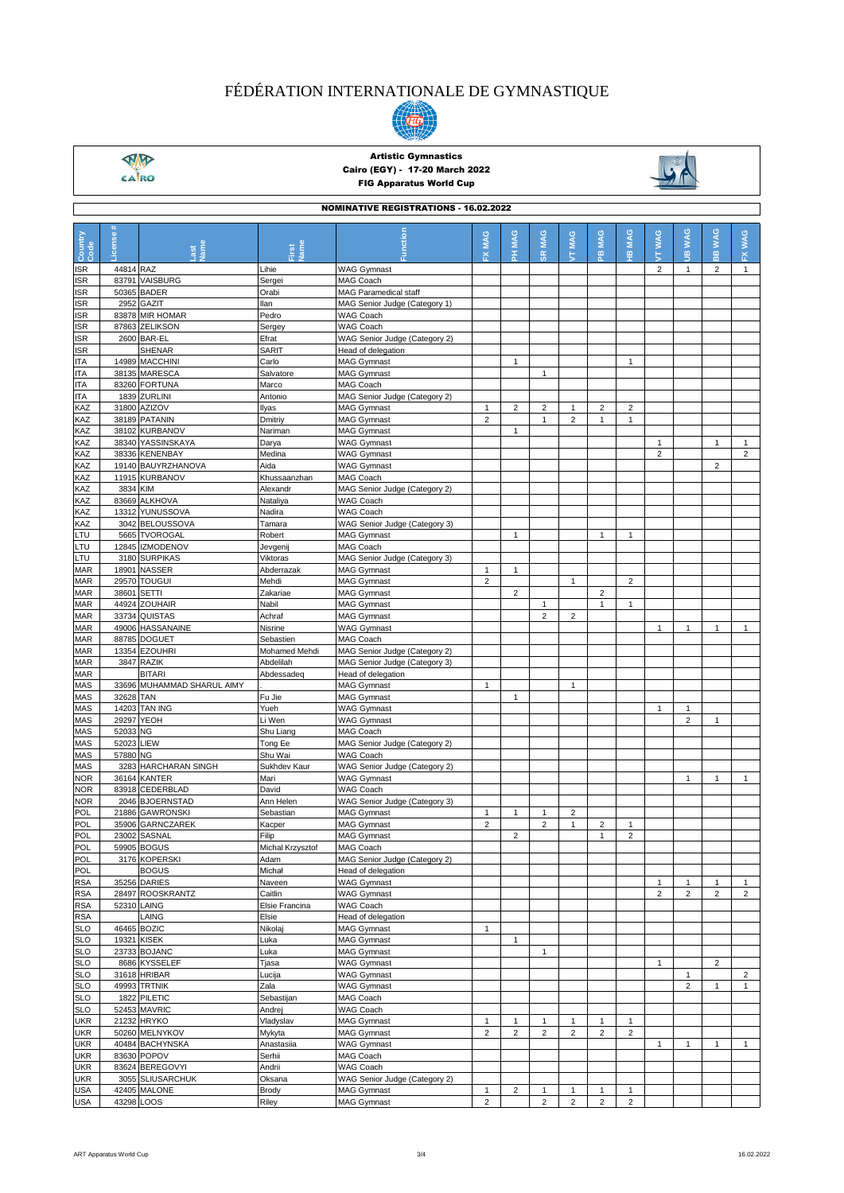# FÉDÉRATION INTERNATIONALE DE GYMNASTIQUE

**Artistic Gymnastics**
**Cairo (EGY) - 17-20 March 2022**
**FIG Apparatus World Cup**

## NOMINATIVE REGISTRATIONS - 16.02.2022

| Country Code | License # | Last Name | First Name | Function | FX MAG | PH MAG | SR MAG | VT MAG | PB MAG | HB MAG | VT WAG | UB WAG | BB WAG | FX WAG |
|---|---|---|---|---|---|---|---|---|---|---|---|---|---|---|
| ISR | 44814 | RAZ | Lihie | WAG Gymnast | | | | | | | 2 | 1 | 2 | 1 |
| ISR | 83791 | VAISBURG | Sergei | MAG Coach | | | | | | | | | | |
| ISR | 50365 | BADER | Orabi | MAG Paramedical staff | | | | | | | | | | |
| ISR | 2952 | GAZIT | Ilan | MAG Senior Judge (Category 1) | | | | | | | | | | |
| ISR | 83878 | MIR HOMAR | Pedro | WAG Coach | | | | | | | | | | |
| ISR | 87863 | ZELIKSON | Sergey | WAG Coach | | | | | | | | | | |
| ISR | 2600 | BAR-EL | Efrat | WAG Senior Judge (Category 2) | | | | | | | | | | |
| ISR | | SHENAR | SARIT | Head of delegation | | | | | | | | | | |
| ITA | 14989 | MACCHINI | Carlo | MAG Gymnast | | 1 | | | | 1 | | | | |
| ITA | 38135 | MARESCA | Salvatore | MAG Gymnast | | | 1 | | | | | | | |
| ITA | 83260 | FORTUNA | Marco | MAG Coach | | | | | | | | | | |
| ITA | 1839 | ZURLINI | Antonio | MAG Senior Judge (Category 2) | | | | | | | | | | |
| KAZ | 31800 | AZIZOV | Ilyas | MAG Gymnast | 1 | 2 | 2 | 1 | 2 | 2 | | | | |
| KAZ | 38189 | PATANIN | Dmitriy | MAG Gymnast | 2 | | 1 | 2 | 1 | 1 | | | | |
| KAZ | 38102 | KURBANOV | Nariman | MAG Gymnast | | 1 | | | | | | | | |
| KAZ | 38340 | YASSINSKAYA | Darya | WAG Gymnast | | | | | | | 1 | | 1 | 1 |
| KAZ | 38336 | KENENBAY | Medina | WAG Gymnast | | | | | | | 2 | | | 2 |
| KAZ | 19140 | BAUYRZHANOVA | Aida | WAG Gymnast | | | | | | | | | 2 | |
| KAZ | 11915 | KURBANOV | Khussaanzhan | MAG Coach | | | | | | | | | | |
| KAZ | 3834 | KIM | Alexandr | MAG Senior Judge (Category 2) | | | | | | | | | | |
| KAZ | 83669 | ALKHOVA | Nataliya | WAG Coach | | | | | | | | | | |
| KAZ | 13312 | YUNUSSOVA | Nadira | WAG Coach | | | | | | | | | | |
| KAZ | 3042 | BELOUSSOVA | Tamara | WAG Senior Judge (Category 3) | | | | | | | | | | |
| LTU | 5665 | TVOROGAL | Robert | MAG Gymnast | | 1 | | | 1 | 1 | | | | |
| LTU | 12845 | IZMODENOV | Jevgenij | MAG Coach | | | | | | | | | | |
| LTU | 3180 | SURPIKAS | Viktoras | MAG Senior Judge (Category 3) | | | | | | | | | | |
| MAR | 18901 | NASSER | Abderrazak | MAG Gymnast | 1 | 1 | | | | | | | | |
| MAR | 29570 | TOUGUI | Mehdi | MAG Gymnast | 2 | | | 1 | | 2 | | | | |
| MAR | 38601 | SETTI | Zakariae | MAG Gymnast | | 2 | | | 2 | | | | | |
| MAR | 44924 | ZOUHAIR | Nabil | MAG Gymnast | | | 1 | | 1 | 1 | | | | |
| MAR | 33734 | QUISTAS | Achraf | MAG Gymnast | | | 2 | 2 | | | | | | |
| MAR | 49006 | HASSANAINE | Nisrine | WAG Gymnast | | | | | | | 1 | 1 | 1 | 1 |
| MAR | 88785 | DOGUET | Sebastien | MAG Coach | | | | | | | | | | |
| MAR | 13354 | EZOUHRI | Mohamed Mehdi | MAG Senior Judge (Category 2) | | | | | | | | | | |
| MAR | 3847 | RAZIK | Abdelilah | MAG Senior Judge (Category 3) | | | | | | | | | | |
| MAR | | BITARI | Abdessadeq | Head of delegation | | | | | | | | | | |
| MAS | 33696 | MUHAMMAD SHARUL AIMY | . | MAG Gymnast | 1 | | | 1 | | | | | | |
| MAS | 32628 | TAN | Fu Jie | MAG Gymnast | | 1 | | | | | | | | |
| MAS | 14203 | TAN ING | Yueh | WAG Gymnast | | | | | | | 1 | 1 | | |
| MAS | 29297 | YEOH | Li Wen | WAG Gymnast | | | | | | | | 2 | 1 | |
| MAS | 52033 | NG | Shu Liang | MAG Coach | | | | | | | | | | |
| MAS | 52023 | LIEW | Tong Ee | MAG Senior Judge (Category 2) | | | | | | | | | | |
| MAS | 57880 | NG | Shu Wai | WAG Coach | | | | | | | | | | |
| MAS | 3283 | HARCHARAN SINGH | Sukhdev Kaur | WAG Senior Judge (Category 2) | | | | | | | | | | |
| NOR | 36164 | KANTER | Mari | WAG Gymnast | | | | | | | | 1 | 1 | 1 |
| NOR | 83918 | CEDERBLAD | David | WAG Coach | | | | | | | | | | |
| NOR | 2046 | BJOERNSTAD | Ann Helen | WAG Senior Judge (Category 3) | | | | | | | | | | |
| POL | 21886 | GAWRONSKI | Sebastian | MAG Gymnast | 1 | 1 | 1 | 2 | | | | | | |
| POL | 35906 | GARNCZAREK | Kacper | MAG Gymnast | 2 | | 2 | 1 | 2 | 1 | | | | |
| POL | 23002 | SASNAL | Filip | MAG Gymnast | | 2 | | | 1 | 2 | | | | |
| POL | 59905 | BOGUS | Michal Krzysztof | MAG Coach | | | | | | | | | | |
| POL | 3176 | KOPERSKI | Adam | MAG Senior Judge (Category 2) | | | | | | | | | | |
| POL | | BOGUS | Michał | Head of delegation | | | | | | | | | | |
| RSA | 35256 | DARIES | Naveen | WAG Gymnast | | | | | | | 1 | 1 | 1 | 1 |
| RSA | 28497 | ROOSKRANTZ | Caitlin | WAG Gymnast | | | | | | | 2 | 2 | 2 | 2 |
| RSA | 52310 | LAING | Elsie Francina | WAG Coach | | | | | | | | | | |
| RSA | | LAING | Elsie | Head of delegation | | | | | | | | | | |
| SLO | 46465 | BOZIC | Nikolaj | MAG Gymnast | 1 | | | | | | | | | |
| SLO | 19321 | KISEK | Luka | MAG Gymnast | | 1 | | | | | | | | |
| SLO | 23733 | BOJANC | Luka | MAG Gymnast | | | 1 | | | | | | | |
| SLO | 8686 | KYSSELEF | Tjasa | WAG Gymnast | | | | | | | 1 | | 2 | |
| SLO | 31618 | HRIBAR | Lucija | WAG Gymnast | | | | | | | | 1 | | 2 |
| SLO | 49993 | TRTNIK | Zala | WAG Gymnast | | | | | | | | 2 | 1 | 1 |
| SLO | 1822 | PILETIC | Sebastijan | MAG Coach | | | | | | | | | | |
| SLO | 52453 | MAVRIC | Andrej | WAG Coach | | | | | | | | | | |
| UKR | 21232 | HRYKO | Vladyslav | MAG Gymnast | 1 | 1 | 1 | 1 | 1 | 1 | | | | |
| UKR | 50260 | MELNYKOV | Mykyta | MAG Gymnast | 2 | 2 | 2 | 2 | 2 | 2 | | | | |
| UKR | 40484 | BACHYNSKA | Anastasiia | WAG Gymnast | | | | | | | 1 | 1 | 1 | 1 |
| UKR | 83630 | POPOV | Serhii | MAG Coach | | | | | | | | | | |
| UKR | 83624 | BEREGOVYI | Andrii | WAG Coach | | | | | | | | | | |
| UKR | 3055 | SLIUSARCHUK | Oksana | WAG Senior Judge (Category 2) | | | | | | | | | | |
| USA | 42405 | MALONE | Brody | MAG Gymnast | 1 | 2 | 1 | 1 | 1 | 1 | | | | |
| USA | 43298 | LOOS | Riley | MAG Gymnast | 2 | | 2 | 2 | 2 | 2 | | | | |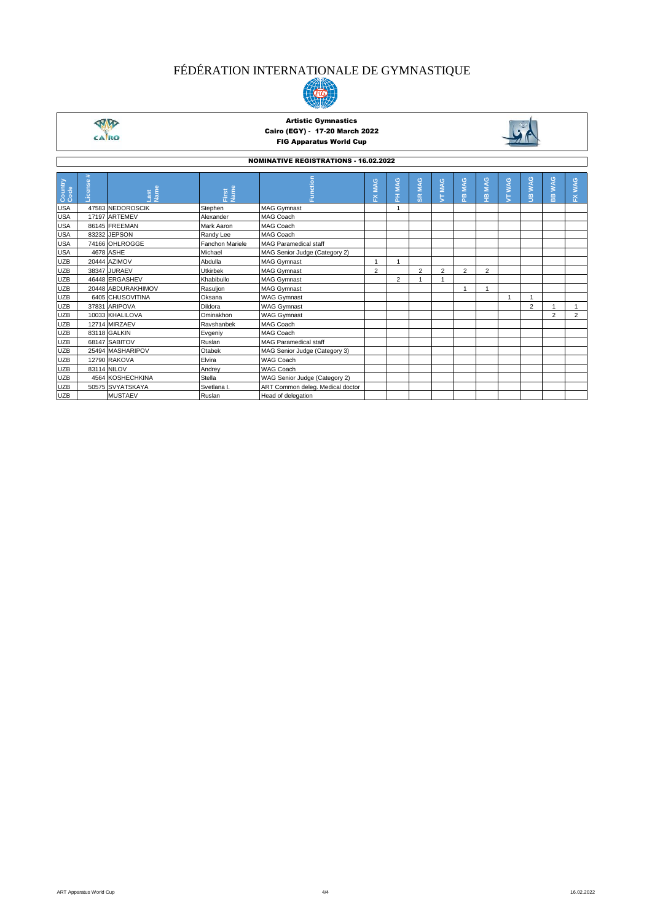# FÉDÉRATION INTERNATIONALE DE GYMNASTIQUE

**Artistic Gymnastics**
**Cairo (EGY) - 17-20 March 2022**
**FIG Apparatus World Cup**

## NOMINATIVE REGISTRATIONS - 16.02.2022

| Country Code | License # | Last Name | First Name | Function | FX MAG | PH MAG | SR MAG | VT MAG | PB MAG | HB MAG | VT WAG | UB WAG | BB WAG | FX WAG |
|---|---|---|---|---|---|---|---|---|---|---|---|---|---|---|
| USA | 47583 | NEDOROSCIK | Stephen | MAG Gymnast | | 1 | | | | | | | | |
| USA | 17197 | ARTEMEV | Alexander | MAG Coach | | | | | | | | | | |
| USA | 86145 | FREEMAN | Mark Aaron | MAG Coach | | | | | | | | | | |
| USA | 83232 | JEPSON | Randy Lee | MAG Coach | | | | | | | | | | |
| USA | 74166 | OHLROGGE | Fanchon Mariele | MAG Paramedical staff | | | | | | | | | | |
| USA | 4678 | ASHE | Michael | MAG Senior Judge (Category 2) | | | | | | | | | | |
| UZB | 20444 | AZIMOV | Abdulla | MAG Gymnast | 1 | 1 | | | | | | | | |
| UZB | 38347 | JURAEV | Utkirbek | MAG Gymnast | 2 | | 2 | 2 | 2 | 2 | | | | |
| UZB | 46448 | ERGASHEV | Khabibullo | MAG Gymnast | | 2 | 1 | 1 | | | | | | |
| UZB | 20448 | ABDURAKHIMOV | Rasuljon | MAG Gymnast | | | | | 1 | 1 | | | | |
| UZB | 6405 | CHUSOVITINA | Oksana | WAG Gymnast | | | | | | | 1 | 1 | | |
| UZB | 37831 | ARIPOVA | Dildora | WAG Gymnast | | | | | | | | 2 | 1 | 1 |
| UZB | 10033 | KHALILOVA | Ominakhon | WAG Gymnast | | | | | | | | | 2 | 2 |
| UZB | 12714 | MIRZAEV | Ravshanbek | MAG Coach | | | | | | | | | | |
| UZB | 83118 | GALKIN | Evgeniy | MAG Coach | | | | | | | | | | |
| UZB | 68147 | SABITOV | Ruslan | MAG Paramedical staff | | | | | | | | | | |
| UZB | 25494 | MASHARIPOV | Otabek | MAG Senior Judge (Category 3) | | | | | | | | | | |
| UZB | 12790 | RAKOVA | Elvira | WAG Coach | | | | | | | | | | |
| UZB | 83114 | NILOV | Andrey | WAG Coach | | | | | | | | | | |
| UZB | 4564 | KOSHECHKINA | Stella | WAG Senior Judge (Category 2) | | | | | | | | | | |
| UZB | 50575 | SVYATSKAYA | Svetlana I. | ART Common deleg. Medical doctor | | | | | | | | | | |
| UZB | | MUSTAEV | Ruslan | Head of delegation | | | | | | | | | | |